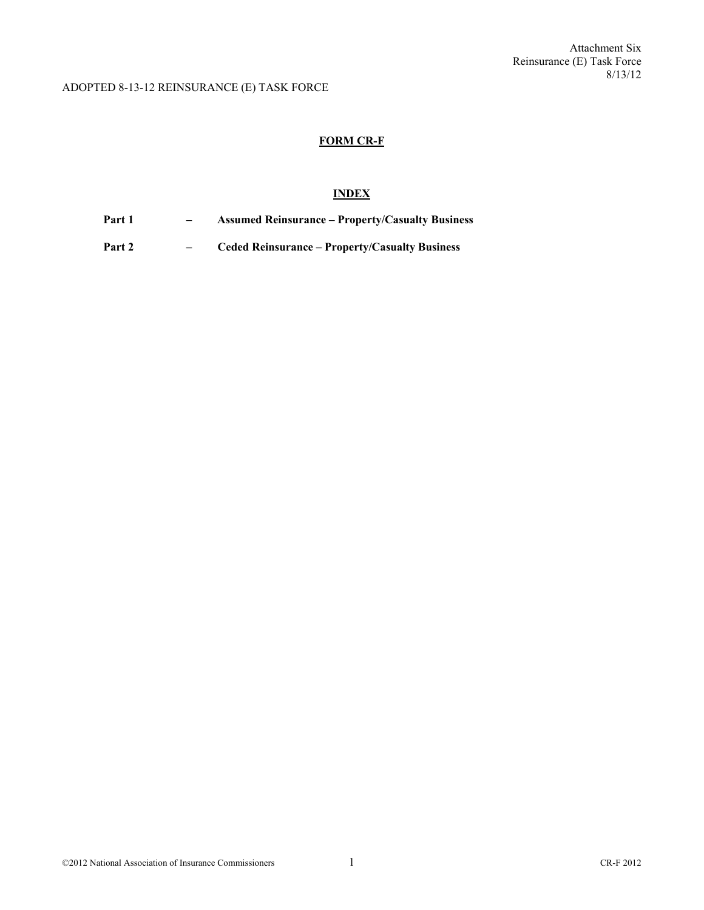Attachment Six
Reinsurance (E) Task Force
8/13/12

ADOPTED 8-13-12 REINSURANCE (E) TASK FORCE

# FORM CR-F

## INDEX

**Part 1** – **Assumed Reinsurance – Property/Casualty Business**

**Part 2** – **Ceded Reinsurance – Property/Casualty Business**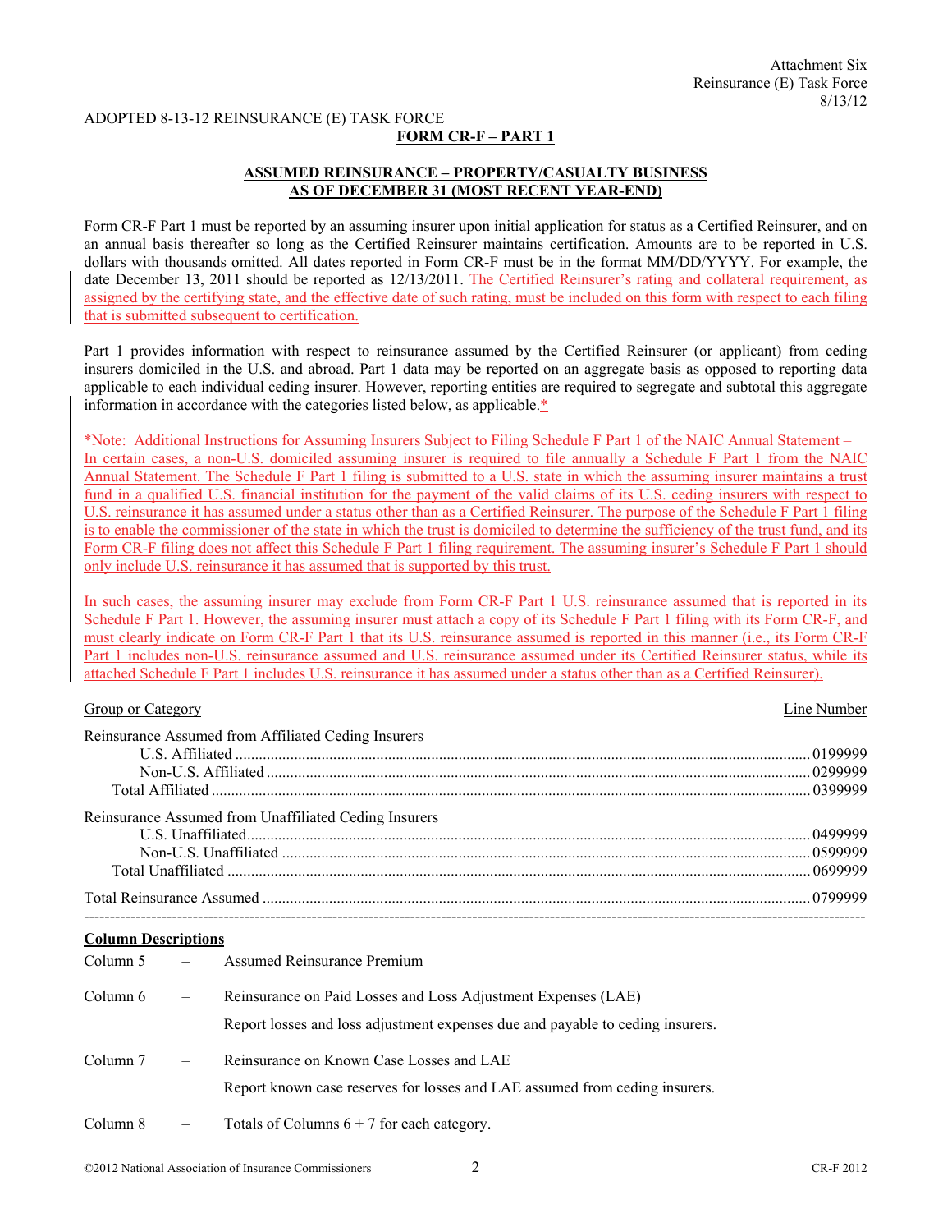Attachment Six
Reinsurance (E) Task Force
8/13/12

ADOPTED 8-13-12 REINSURANCE (E) TASK FORCE

## FORM CR-F – PART 1

### ASSUMED REINSURANCE – PROPERTY/CASUALTY BUSINESS
### AS OF DECEMBER 31 (MOST RECENT YEAR-END)

Form CR-F Part 1 must be reported by an assuming insurer upon initial application for status as a Certified Reinsurer, and on an annual basis thereafter so long as the Certified Reinsurer maintains certification. Amounts are to be reported in U.S. dollars with thousands omitted. All dates reported in Form CR-F must be in the format MM/DD/YYYY. For example, the date December 13, 2011 should be reported as 12/13/2011. The Certified Reinsurer's rating and collateral requirement, as assigned by the certifying state, and the effective date of such rating, must be included on this form with respect to each filing that is submitted subsequent to certification.

Part 1 provides information with respect to reinsurance assumed by the Certified Reinsurer (or applicant) from ceding insurers domiciled in the U.S. and abroad. Part 1 data may be reported on an aggregate basis as opposed to reporting data applicable to each individual ceding insurer. However, reporting entities are required to segregate and subtotal this aggregate information in accordance with the categories listed below, as applicable.*

*Note: Additional Instructions for Assuming Insurers Subject to Filing Schedule F Part 1 of the NAIC Annual Statement – In certain cases, a non-U.S. domiciled assuming insurer is required to file annually a Schedule F Part 1 from the NAIC Annual Statement. The Schedule F Part 1 filing is submitted to a U.S. state in which the assuming insurer maintains a trust fund in a qualified U.S. financial institution for the payment of the valid claims of its U.S. ceding insurers with respect to U.S. reinsurance it has assumed under a status other than as a Certified Reinsurer. The purpose of the Schedule F Part 1 filing is to enable the commissioner of the state in which the trust is domiciled to determine the sufficiency of the trust fund, and its Form CR-F filing does not affect this Schedule F Part 1 filing requirement. The assuming insurer's Schedule F Part 1 should only include U.S. reinsurance it has assumed that is supported by this trust.

In such cases, the assuming insurer may exclude from Form CR-F Part 1 U.S. reinsurance assumed that is reported in its Schedule F Part 1. However, the assuming insurer must attach a copy of its Schedule F Part 1 filing with its Form CR-F, and must clearly indicate on Form CR-F Part 1 that its U.S. reinsurance assumed is reported in this manner (i.e., its Form CR-F Part 1 includes non-U.S. reinsurance assumed and U.S. reinsurance assumed under its Certified Reinsurer status, while its attached Schedule F Part 1 includes U.S. reinsurance it has assumed under a status other than as a Certified Reinsurer).

| Group or Category | Line Number |
|---|---|
| Reinsurance Assumed from Affiliated Ceding Insurers | |
| U.S. Affiliated | 0199999 |
| Non-U.S. Affiliated | 0299999 |
| Total Affiliated | 0399999 |
| Reinsurance Assumed from Unaffiliated Ceding Insurers | |
| U.S. Unaffiliated | 0499999 |
| Non-U.S. Unaffiliated | 0599999 |
| Total Unaffiliated | 0699999 |
| Total Reinsurance Assumed | 0799999 |

---

**Column Descriptions**

Column 5 – Assumed Reinsurance Premium

Column 6 – Reinsurance on Paid Losses and Loss Adjustment Expenses (LAE)

Report losses and loss adjustment expenses due and payable to ceding insurers.

Column 7 – Reinsurance on Known Case Losses and LAE

Report known case reserves for losses and LAE assumed from ceding insurers.

Column 8 – Totals of Columns 6 + 7 for each category.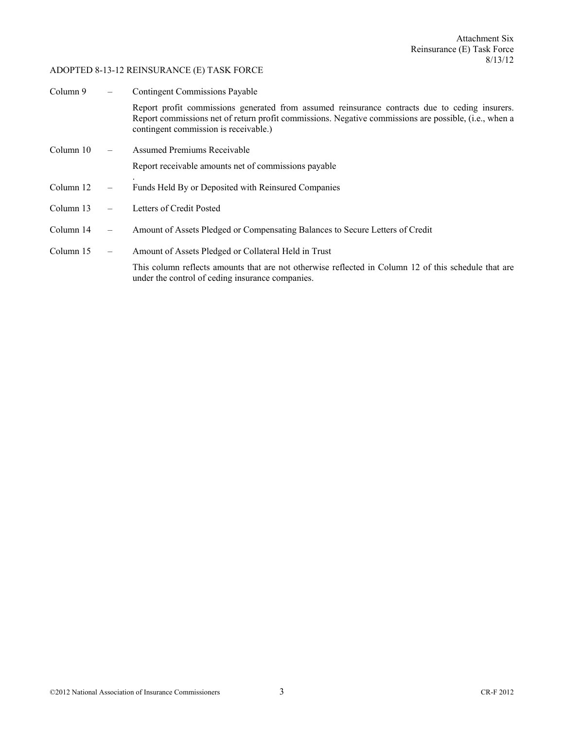Column 9 – Contingent Commissions Payable

Report profit commissions generated from assumed reinsurance contracts due to ceding insurers. Report commissions net of return profit commissions. Negative commissions are possible, (i.e., when a contingent commission is receivable.)

Column 10 – Assumed Premiums Receivable

Report receivable amounts net of commissions payable

.

Column 12 – Funds Held By or Deposited with Reinsured Companies

Column 13 – Letters of Credit Posted

Column 14 – Amount of Assets Pledged or Compensating Balances to Secure Letters of Credit

Column 15 – Amount of Assets Pledged or Collateral Held in Trust

This column reflects amounts that are not otherwise reflected in Column 12 of this schedule that are under the control of ceding insurance companies.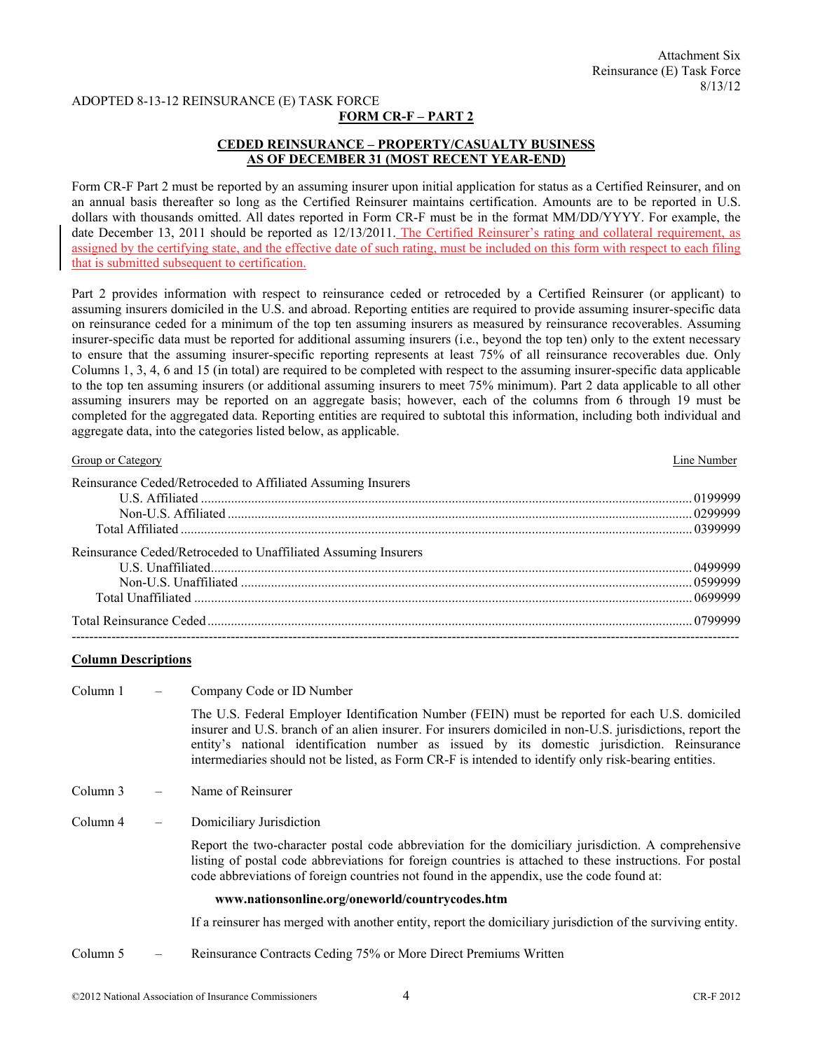ADOPTED 8-13-12 REINSURANCE (E) TASK FORCE

Attachment Six
Reinsurance (E) Task Force
8/13/12

## FORM CR-F – PART 2

### CEDED REINSURANCE – PROPERTY/CASUALTY BUSINESS AS OF DECEMBER 31 (MOST RECENT YEAR-END)

Form CR-F Part 2 must be reported by an assuming insurer upon initial application for status as a Certified Reinsurer, and on an annual basis thereafter so long as the Certified Reinsurer maintains certification. Amounts are to be reported in U.S. dollars with thousands omitted. All dates reported in Form CR-F must be in the format MM/DD/YYYY. For example, the date December 13, 2011 should be reported as 12/13/2011. The Certified Reinsurer's rating and collateral requirement, as assigned by the certifying state, and the effective date of such rating, must be included on this form with respect to each filing that is submitted subsequent to certification.

Part 2 provides information with respect to reinsurance ceded or retroceded by a Certified Reinsurer (or applicant) to assuming insurers domiciled in the U.S. and abroad. Reporting entities are required to provide assuming insurer-specific data on reinsurance ceded for a minimum of the top ten assuming insurers as measured by reinsurance recoverables. Assuming insurer-specific data must be reported for additional assuming insurers (i.e., beyond the top ten) only to the extent necessary to ensure that the assuming insurer-specific reporting represents at least 75% of all reinsurance recoverables due. Only Columns 1, 3, 4, 6 and 15 (in total) are required to be completed with respect to the assuming insurer-specific data applicable to the top ten assuming insurers (or additional assuming insurers to meet 75% minimum). Part 2 data applicable to all other assuming insurers may be reported on an aggregate basis; however, each of the columns from 6 through 19 must be completed for the aggregated data. Reporting entities are required to subtotal this information, including both individual and aggregate data, into the categories listed below, as applicable.

| Group or Category | Line Number |
|---|---|
| Reinsurance Ceded/Retroceded to Affiliated Assuming Insurers | |
| U.S. Affiliated | 0199999 |
| Non-U.S. Affiliated | 0299999 |
| Total Affiliated | 0399999 |
| Reinsurance Ceded/Retroceded to Unaffiliated Assuming Insurers | |
| U.S. Unaffiliated | 0499999 |
| Non-U.S. Unaffiliated | 0599999 |
| Total Unaffiliated | 0699999 |
| Total Reinsurance Ceded | 0799999 |

---

**Column Descriptions**

Column 1 – Company Code or ID Number

The U.S. Federal Employer Identification Number (FEIN) must be reported for each U.S. domiciled insurer and U.S. branch of an alien insurer. For insurers domiciled in non-U.S. jurisdictions, report the entity's national identification number as issued by its domestic jurisdiction. Reinsurance intermediaries should not be listed, as Form CR-F is intended to identify only risk-bearing entities.

Column 3 – Name of Reinsurer

Column 4 – Domiciliary Jurisdiction

Report the two-character postal code abbreviation for the domiciliary jurisdiction. A comprehensive listing of postal code abbreviations for foreign countries is attached to these instructions. For postal code abbreviations of foreign countries not found in the appendix, use the code found at:

**www.nationsonline.org/oneworld/countrycodes.htm**

If a reinsurer has merged with another entity, report the domiciliary jurisdiction of the surviving entity.

Column 5 – Reinsurance Contracts Ceding 75% or More Direct Premiums Written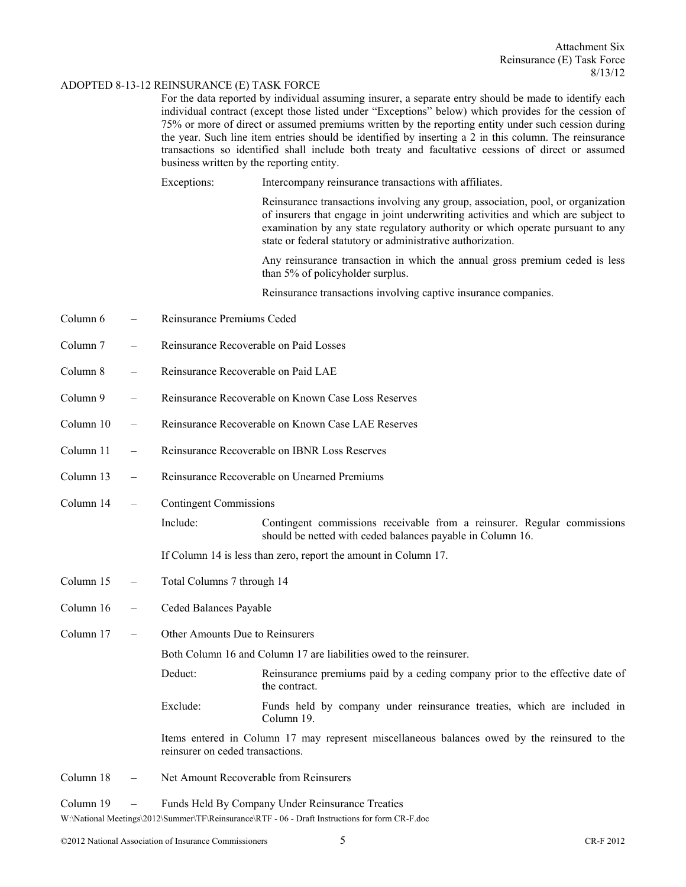ADOPTED 8-13-12 REINSURANCE (E) TASK FORCE

For the data reported by individual assuming insurer, a separate entry should be made to identify each individual contract (except those listed under "Exceptions" below) which provides for the cession of 75% or more of direct or assumed premiums written by the reporting entity under such cession during the year. Such line item entries should be identified by inserting a 2 in this column. The reinsurance transactions so identified shall include both treaty and facultative cessions of direct or assumed business written by the reporting entity.

Exceptions: Intercompany reinsurance transactions with affiliates.

Reinsurance transactions involving any group, association, pool, or organization of insurers that engage in joint underwriting activities and which are subject to examination by any state regulatory authority or which operate pursuant to any state or federal statutory or administrative authorization.

Any reinsurance transaction in which the annual gross premium ceded is less than 5% of policyholder surplus.

Reinsurance transactions involving captive insurance companies.

Column 6 – Reinsurance Premiums Ceded

Column 7 – Reinsurance Recoverable on Paid Losses

Column 8 – Reinsurance Recoverable on Paid LAE

Column 9 – Reinsurance Recoverable on Known Case Loss Reserves

Column 10 – Reinsurance Recoverable on Known Case LAE Reserves

Column 11 – Reinsurance Recoverable on IBNR Loss Reserves

Column 13 – Reinsurance Recoverable on Unearned Premiums

Column 14 – Contingent Commissions

Include: Contingent commissions receivable from a reinsurer. Regular commissions should be netted with ceded balances payable in Column 16.

If Column 14 is less than zero, report the amount in Column 17.

Column 15 – Total Columns 7 through 14

Column 16 – Ceded Balances Payable

Column 17 – Other Amounts Due to Reinsurers

Both Column 16 and Column 17 are liabilities owed to the reinsurer.

Deduct: Reinsurance premiums paid by a ceding company prior to the effective date of the contract.

Exclude: Funds held by company under reinsurance treaties, which are included in Column 19.

Items entered in Column 17 may represent miscellaneous balances owed by the reinsured to the reinsurer on ceded transactions.

Column 18 – Net Amount Recoverable from Reinsurers

Column 19 – Funds Held By Company Under Reinsurance Treaties